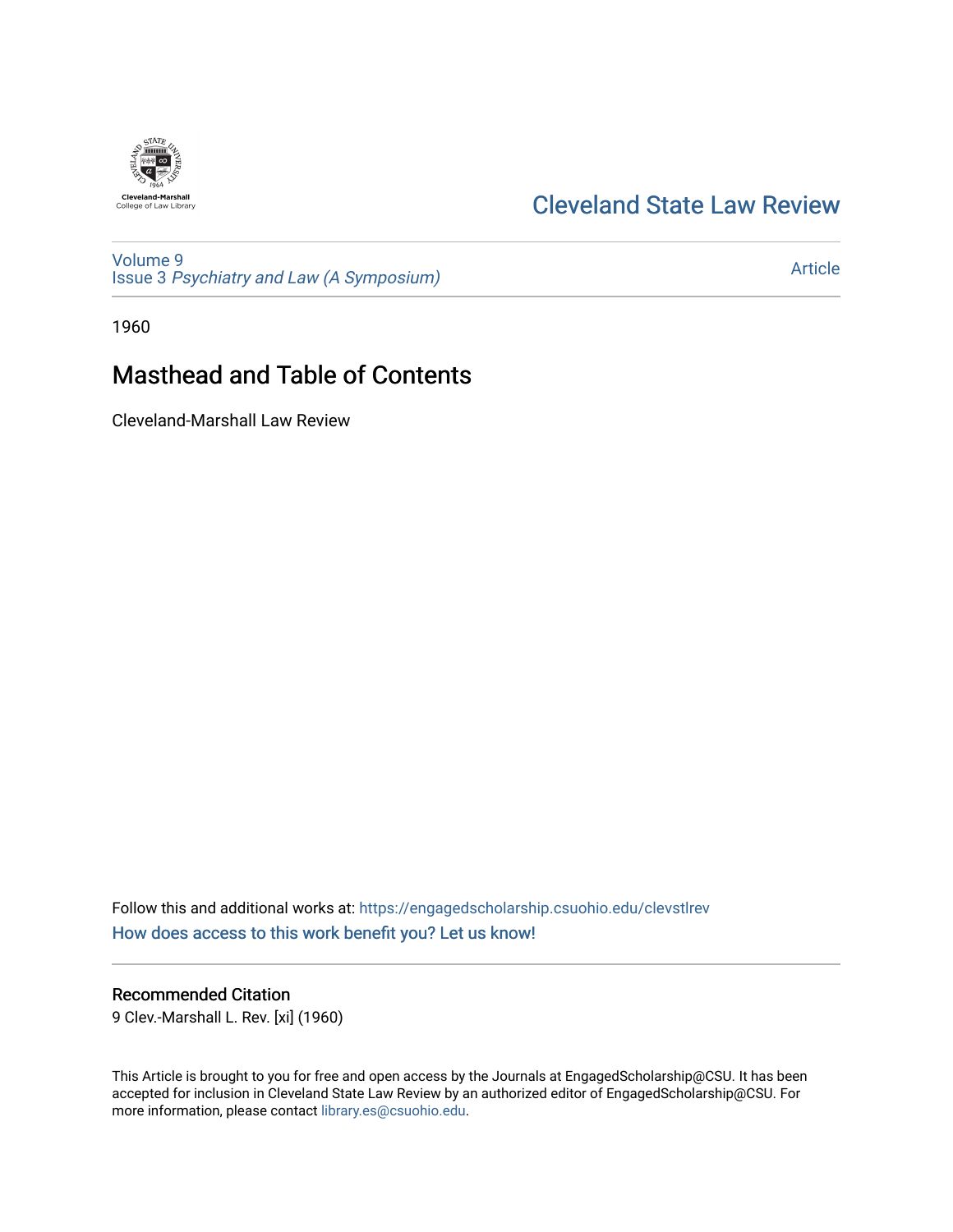Cleveland-Marshall College of Law Library

# Cleveland State Law Review

Volume 9
Issue 3 *Psychiatry and Law (A Symposium)*

Article

1960

## Masthead and Table of Contents

Cleveland-Marshall Law Review

Follow this and additional works at: https://engagedscholarship.csuohio.edu/clevstlrev

How does access to this work benefit you? Let us know!

### Recommended Citation

9 Clev.-Marshall L. Rev. [xi] (1960)

This Article is brought to you for free and open access by the Journals at EngagedScholarship@CSU. It has been accepted for inclusion in Cleveland State Law Review by an authorized editor of EngagedScholarship@CSU. For more information, please contact library.es@csuohio.edu.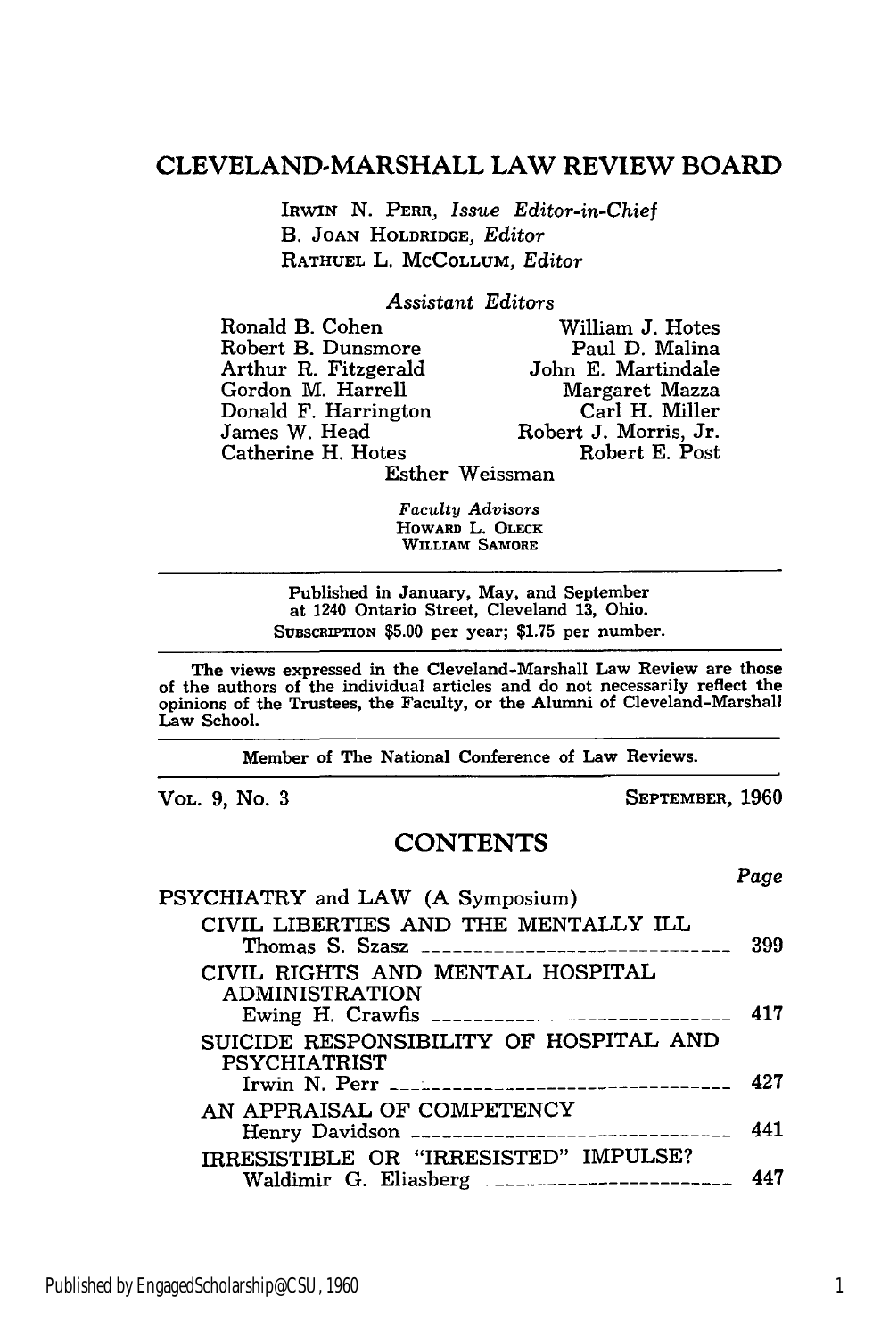## CLEVELAND-MARSHALL LAW REVIEW BOARD

IRWIN N. PERR, *Issue Editor-in-Chief*
B. JOAN HOLDRIDGE, *Editor*
RATHUEL L. McCOLLUM, *Editor*

*Assistant Editors*

Ronald B. Cohen
Robert B. Dunsmore
Arthur R. Fitzgerald
Gordon M. Harrell
Donald F. Harrington
James W. Head
Catherine H. Hotes
William J. Hotes
Paul D. Malina
John E. Martindale
Margaret Mazza
Carl H. Miller
Robert J. Morris, Jr.
Robert E. Post
Esther Weissman

*Faculty Advisors*
HOWARD L. OLECK
WILLIAM SAMORE

---

Published in January, May, and September at 1240 Ontario Street, Cleveland 13, Ohio.
SUBSCRIPTION $5.00 per year; $1.75 per number.

---

The views expressed in the Cleveland-Marshall Law Review are those of the authors of the individual articles and do not necessarily reflect the opinions of the Trustees, the Faculty, or the Alumni of Cleveland-Marshall Law School.

---

Member of The National Conference of Law Reviews.

---

VOL. 9, No. 3 SEPTEMBER, 1960

## CONTENTS

| | *Page* |
|---|---|
| PSYCHIATRY and LAW (A Symposium) | |
| CIVIL LIBERTIES AND THE MENTALLY ILL — Thomas S. Szasz | 399 |
| CIVIL RIGHTS AND MENTAL HOSPITAL ADMINISTRATION — Ewing H. Crawfis | 417 |
| SUICIDE RESPONSIBILITY OF HOSPITAL AND PSYCHIATRIST — Irwin N. Perr | 427 |
| AN APPRAISAL OF COMPETENCY — Henry Davidson | 441 |
| IRRESISTIBLE OR "IRRESISTED" IMPULSE? — Waldimir G. Eliasberg | 447 |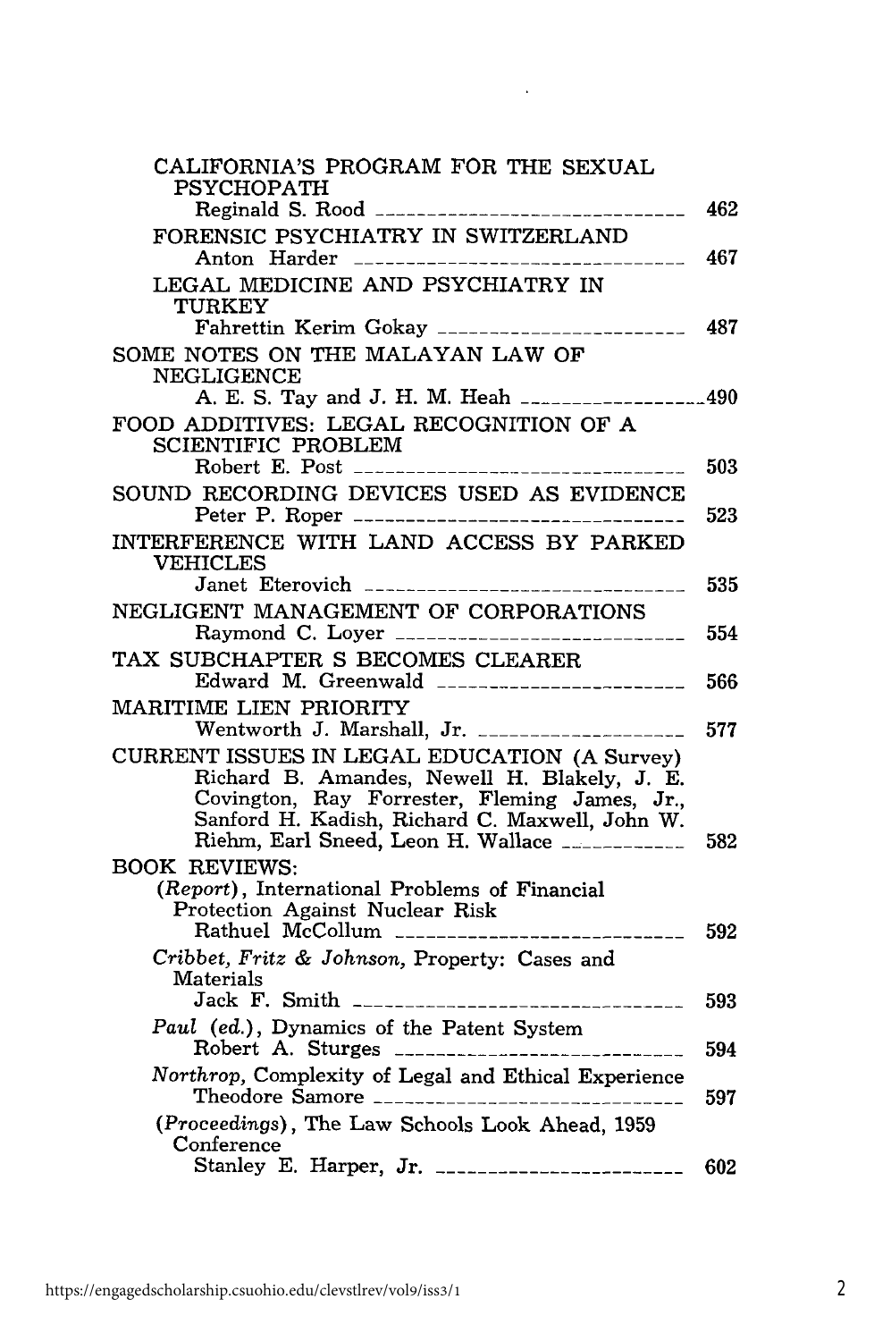CALIFORNIA'S PROGRAM FOR THE SEXUAL PSYCHOPATH
Reginald S. Rood ..... 462

FORENSIC PSYCHIATRY IN SWITZERLAND
Anton Harder ..... 467

LEGAL MEDICINE AND PSYCHIATRY IN TURKEY
Fahrettin Kerim Gokay ..... 487

SOME NOTES ON THE MALAYAN LAW OF NEGLIGENCE
A. E. S. Tay and J. H. M. Heah ..... 490

FOOD ADDITIVES: LEGAL RECOGNITION OF A SCIENTIFIC PROBLEM
Robert E. Post ..... 503

SOUND RECORDING DEVICES USED AS EVIDENCE
Peter P. Roper ..... 523

INTERFERENCE WITH LAND ACCESS BY PARKED VEHICLES
Janet Eterovich ..... 535

NEGLIGENT MANAGEMENT OF CORPORATIONS
Raymond C. Loyer ..... 554

TAX SUBCHAPTER S BECOMES CLEARER
Edward M. Greenwald ..... 566

MARITIME LIEN PRIORITY
Wentworth J. Marshall, Jr. ..... 577

CURRENT ISSUES IN LEGAL EDUCATION (A Survey)
Richard B. Amandes, Newell H. Blakely, J. E. Covington, Ray Forrester, Fleming James, Jr., Sanford H. Kadish, Richard C. Maxwell, John W. Riehm, Earl Sneed, Leon H. Wallace ..... 582

BOOK REVIEWS:

(*Report*), International Problems of Financial Protection Against Nuclear Risk
Rathuel McCollum ..... 592

*Cribbet, Fritz & Johnson,* Property: Cases and Materials
Jack F. Smith ..... 593

*Paul (ed.),* Dynamics of the Patent System
Robert A. Sturges ..... 594

*Northrop,* Complexity of Legal and Ethical Experience
Theodore Samore ..... 597

(*Proceedings*), The Law Schools Look Ahead, 1959 Conference
Stanley E. Harper, Jr. ..... 602